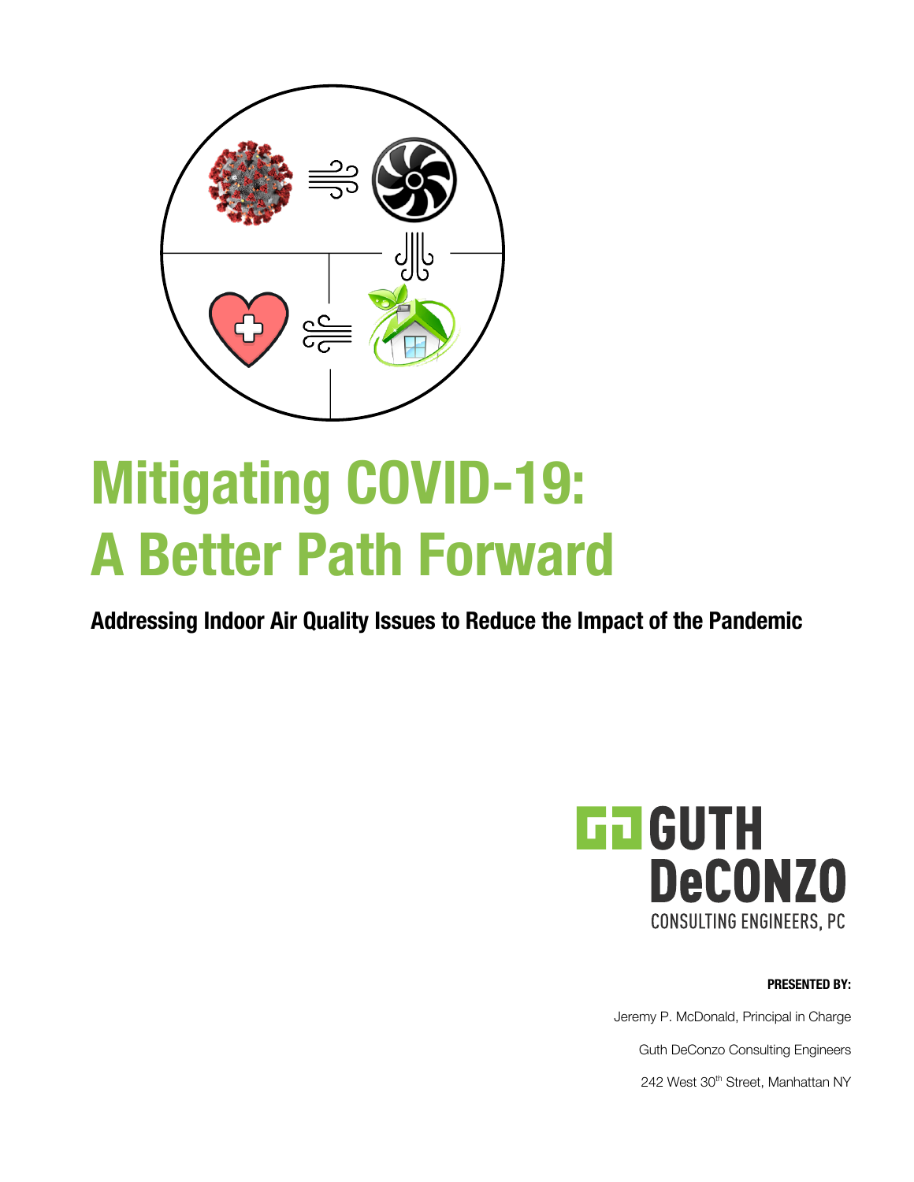# Mitigating COVID-19: A Better Path Forward

## Addressing Indoor Air Quality Issues to Reduce the Impact of the Pandemic

GUTH DeCONZO
CONSULTING ENGINEERS, PC

**PRESENTED BY:**

Jeremy P. McDonald, Principal in Charge

Guth DeConzo Consulting Engineers

242 West 30th Street, Manhattan NY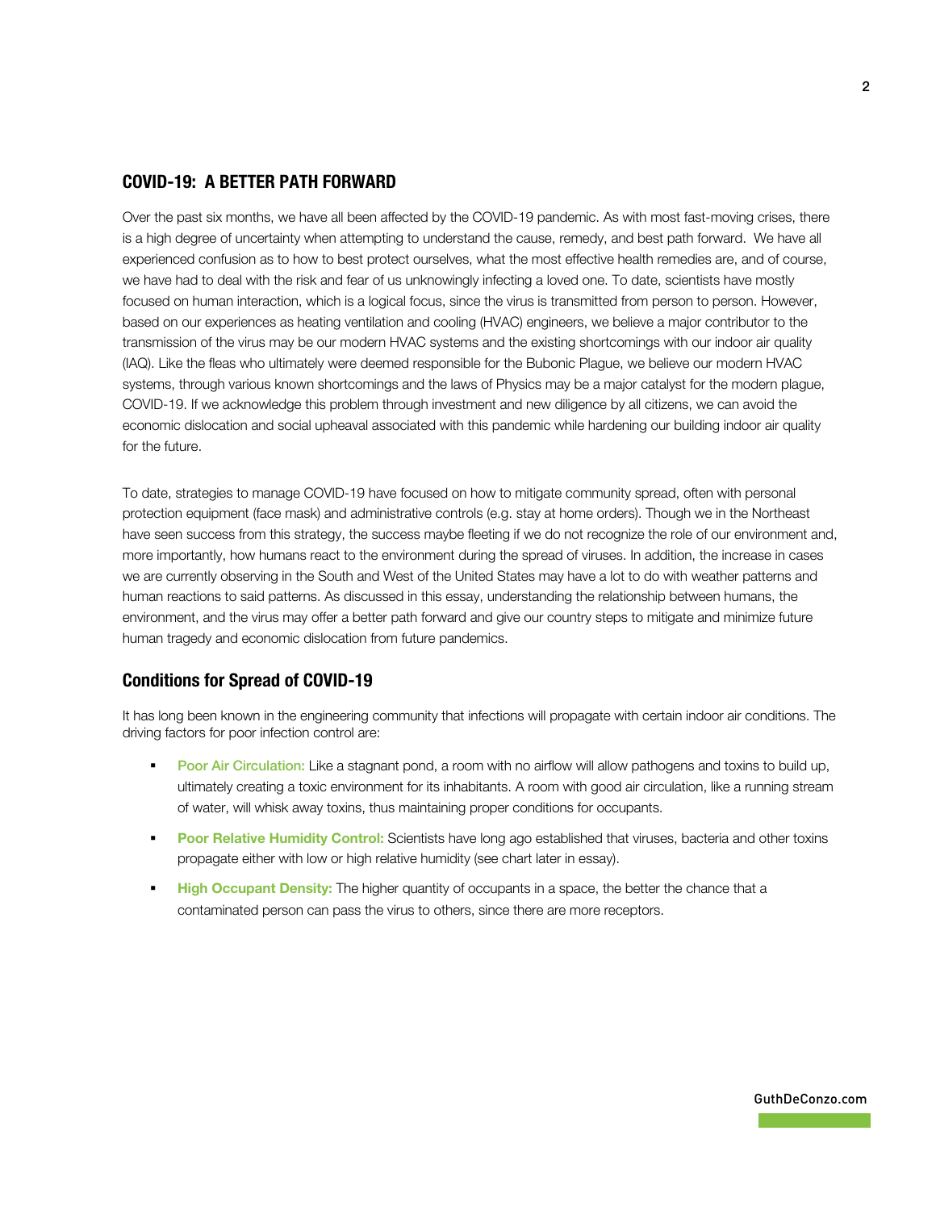## COVID-19: A BETTER PATH FORWARD

Over the past six months, we have all been affected by the COVID-19 pandemic. As with most fast-moving crises, there is a high degree of uncertainty when attempting to understand the cause, remedy, and best path forward. We have all experienced confusion as to how to best protect ourselves, what the most effective health remedies are, and of course, we have had to deal with the risk and fear of us unknowingly infecting a loved one. To date, scientists have mostly focused on human interaction, which is a logical focus, since the virus is transmitted from person to person. However, based on our experiences as heating ventilation and cooling (HVAC) engineers, we believe a major contributor to the transmission of the virus may be our modern HVAC systems and the existing shortcomings with our indoor air quality (IAQ). Like the fleas who ultimately were deemed responsible for the Bubonic Plague, we believe our modern HVAC systems, through various known shortcomings and the laws of Physics may be a major catalyst for the modern plague, COVID-19. If we acknowledge this problem through investment and new diligence by all citizens, we can avoid the economic dislocation and social upheaval associated with this pandemic while hardening our building indoor air quality for the future.

To date, strategies to manage COVID-19 have focused on how to mitigate community spread, often with personal protection equipment (face mask) and administrative controls (e.g. stay at home orders). Though we in the Northeast have seen success from this strategy, the success maybe fleeting if we do not recognize the role of our environment and, more importantly, how humans react to the environment during the spread of viruses. In addition, the increase in cases we are currently observing in the South and West of the United States may have a lot to do with weather patterns and human reactions to said patterns. As discussed in this essay, understanding the relationship between humans, the environment, and the virus may offer a better path forward and give our country steps to mitigate and minimize future human tragedy and economic dislocation from future pandemics.

### Conditions for Spread of COVID-19

It has long been known in the engineering community that infections will propagate with certain indoor air conditions. The driving factors for poor infection control are:

- **Poor Air Circulation:** Like a stagnant pond, a room with no airflow will allow pathogens and toxins to build up, ultimately creating a toxic environment for its inhabitants. A room with good air circulation, like a running stream of water, will whisk away toxins, thus maintaining proper conditions for occupants.
- **Poor Relative Humidity Control:** Scientists have long ago established that viruses, bacteria and other toxins propagate either with low or high relative humidity (see chart later in essay).
- **High Occupant Density:** The higher quantity of occupants in a space, the better the chance that a contaminated person can pass the virus to others, since there are more receptors.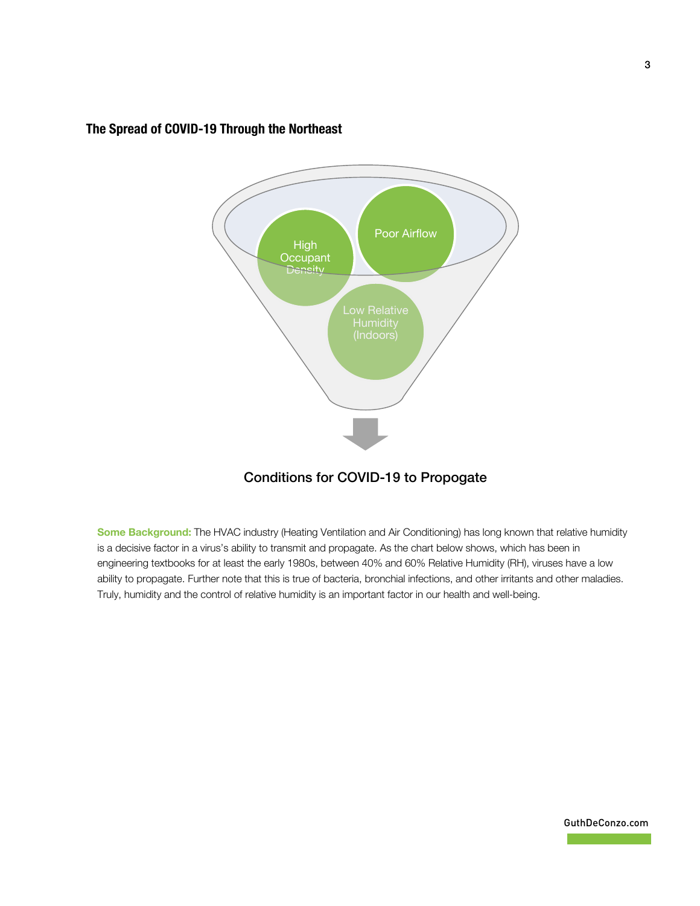## The Spread of COVID-19 Through the Northeast

High Occupant Density

Poor Airflow

Low Relative Humidity (Indoors)

Conditions for COVID-19 to Propogate

**Some Background:** The HVAC industry (Heating Ventilation and Air Conditioning) has long known that relative humidity is a decisive factor in a virus's ability to transmit and propagate. As the chart below shows, which has been in engineering textbooks for at least the early 1980s, between 40% and 60% Relative Humidity (RH), viruses have a low ability to propagate. Further note that this is true of bacteria, bronchial infections, and other irritants and other maladies. Truly, humidity and the control of relative humidity is an important factor in our health and well-being.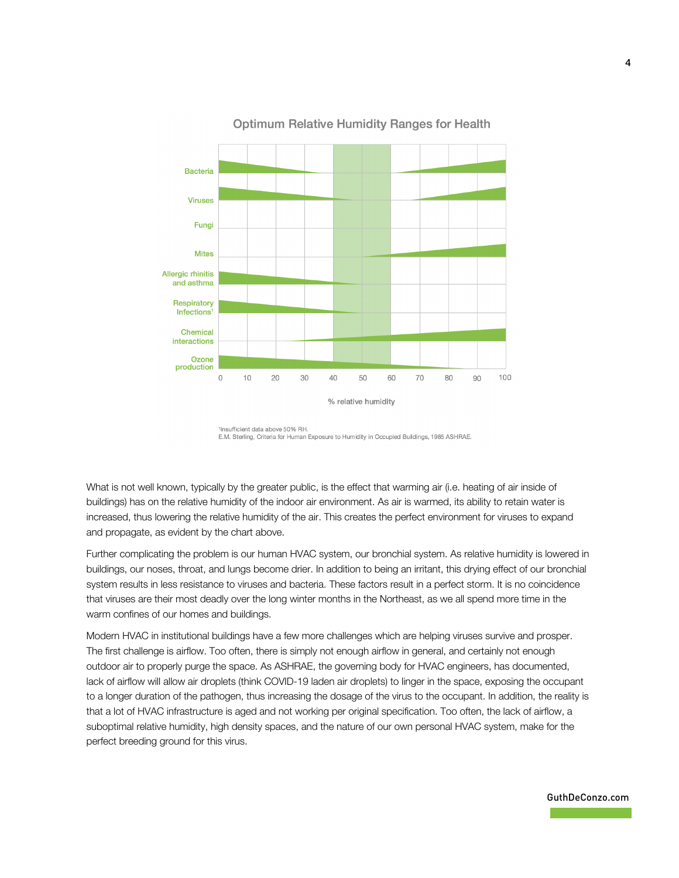Optimum Relative Humidity Ranges for Health

[1]Insufficient data above 50% RH.
E.M. Sterling, Criteria for Human Exposure to Humidity in Occupied Buildings, 1985 ASHRAE.

What is not well known, typically by the greater public, is the effect that warming air (i.e. heating of air inside of buildings) has on the relative humidity of the indoor air environment. As air is warmed, its ability to retain water is increased, thus lowering the relative humidity of the air. This creates the perfect environment for viruses to expand and propagate, as evident by the chart above.

Further complicating the problem is our human HVAC system, our bronchial system. As relative humidity is lowered in buildings, our noses, throat, and lungs become drier. In addition to being an irritant, this drying effect of our bronchial system results in less resistance to viruses and bacteria. These factors result in a perfect storm. It is no coincidence that viruses are their most deadly over the long winter months in the Northeast, as we all spend more time in the warm confines of our homes and buildings.

Modern HVAC in institutional buildings have a few more challenges which are helping viruses survive and prosper. The first challenge is airflow. Too often, there is simply not enough airflow in general, and certainly not enough outdoor air to properly purge the space. As ASHRAE, the governing body for HVAC engineers, has documented, lack of airflow will allow air droplets (think COVID-19 laden air droplets) to linger in the space, exposing the occupant to a longer duration of the pathogen, thus increasing the dosage of the virus to the occupant. In addition, the reality is that a lot of HVAC infrastructure is aged and not working per original specification. Too often, the lack of airflow, a suboptimal relative humidity, high density spaces, and the nature of our own personal HVAC system, make for the perfect breeding ground for this virus.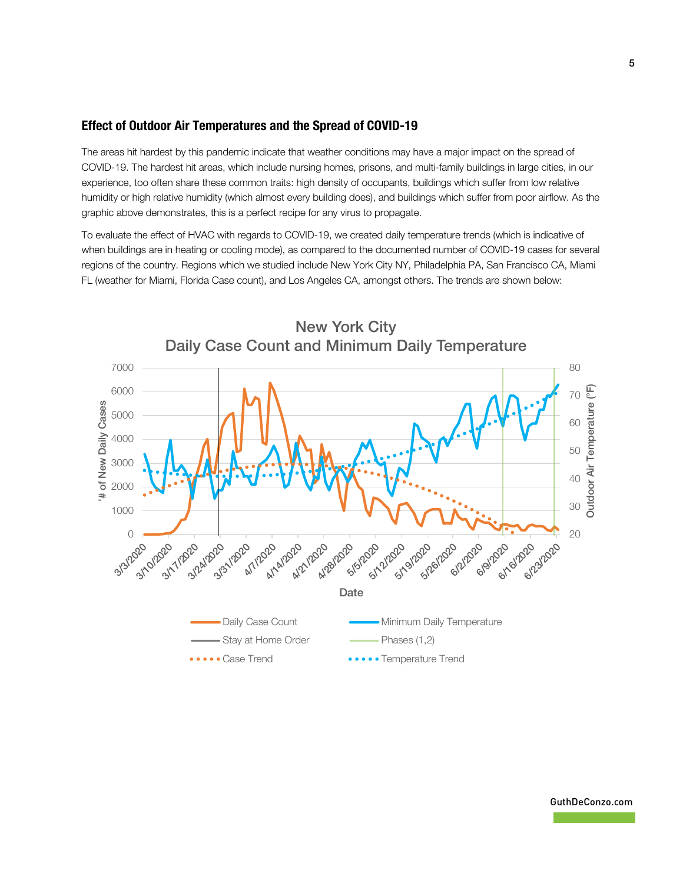## Effect of Outdoor Air Temperatures and the Spread of COVID-19

The areas hit hardest by this pandemic indicate that weather conditions may have a major impact on the spread of COVID-19. The hardest hit areas, which include nursing homes, prisons, and multi-family buildings in large cities, in our experience, too often share these common traits: high density of occupants, buildings which suffer from low relative humidity or high relative humidity (which almost every building does), and buildings which suffer from poor airflow. As the graphic above demonstrates, this is a perfect recipe for any virus to propagate.

To evaluate the effect of HVAC with regards to COVID-19, we created daily temperature trends (which is indicative of when buildings are in heating or cooling mode), as compared to the documented number of COVID-19 cases for several regions of the country. Regions which we studied include New York City NY, Philadelphia PA, San Francisco CA, Miami FL (weather for Miami, Florida Case count), and Los Angeles CA, amongst others. The trends are shown below:

New York City
Daily Case Count and Minimum Daily Temperature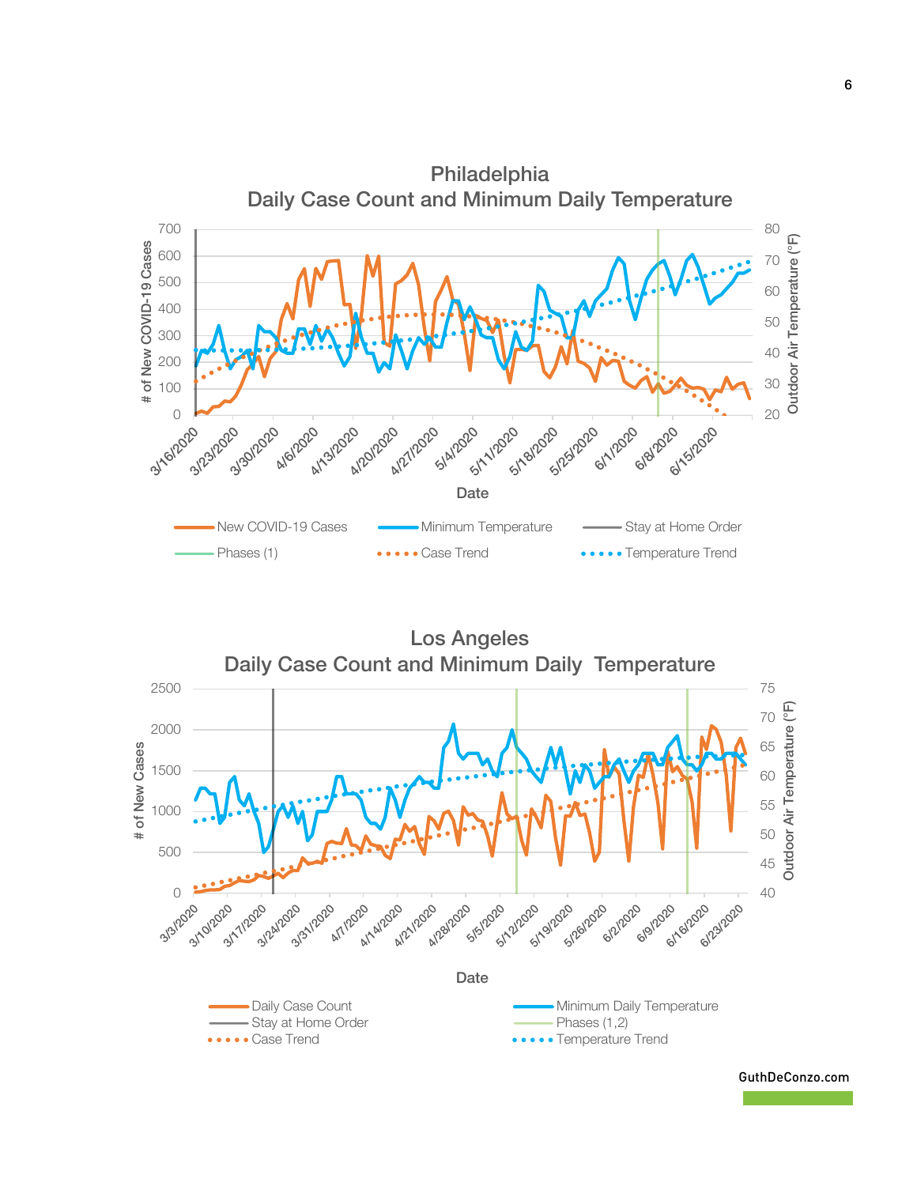## Philadelphia
## Daily Case Count and Minimum Daily Temperature

# of New COVID-19 Cases: 0, 100, 200, 300, 400, 500, 600, 700

Outdoor Air Temperature (°F): 20, 30, 40, 50, 60, 70, 80

Date: 3/16/2020, 3/23/2020, 3/30/2020, 4/6/2020, 4/13/2020, 4/20/2020, 4/27/2020, 5/4/2020, 5/11/2020, 5/18/2020, 5/25/2020, 6/1/2020, 6/8/2020, 6/15/2020

New COVID-19 Cases | Minimum Temperature | Stay at Home Order | Phases (1) | Case Trend | Temperature Trend

## Los Angeles
## Daily Case Count and Minimum Daily Temperature

# of New Cases: 0, 500, 1000, 1500, 2000, 2500

Outdoor Air Temperature (°F): 40, 45, 50, 55, 60, 65, 70, 75

Date: 3/3/2020, 3/10/2020, 3/17/2020, 3/24/2020, 3/31/2020, 4/7/2020, 4/14/2020, 4/21/2020, 4/28/2020, 5/5/2020, 5/12/2020, 5/19/2020, 5/26/2020, 6/2/2020, 6/9/2020, 6/16/2020, 6/23/2020

Daily Case Count | Stay at Home Order | Case Trend | Minimum Daily Temperature | Phases (1,2) | Temperature Trend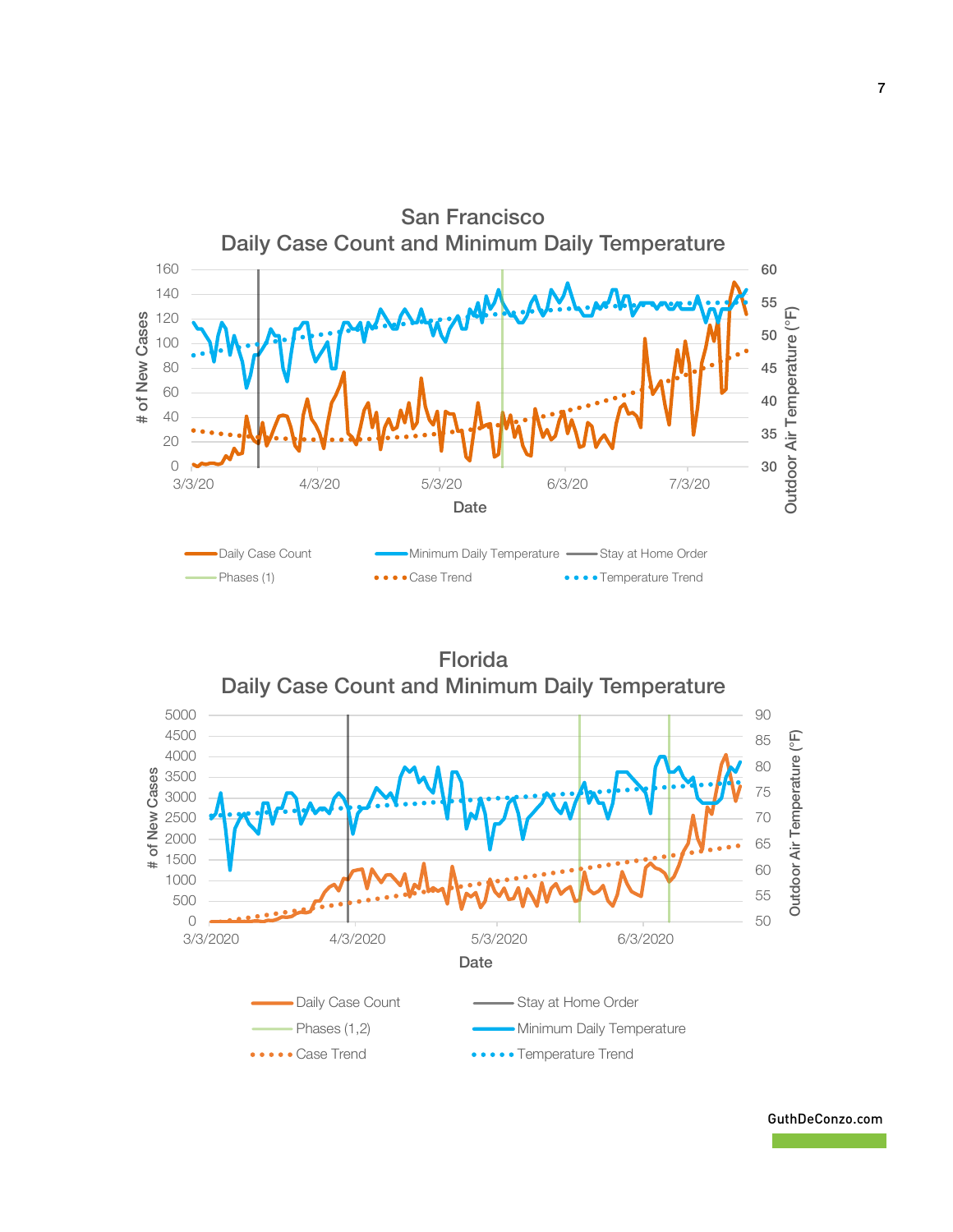San Francisco
Daily Case Count and Minimum Daily Temperature

# of New Cases: 0, 20, 40, 60, 80, 100, 120, 140, 160

Outdoor Air Temperature (°F): 30, 35, 40, 45, 50, 55, 60

Date: 3/3/20, 4/3/20, 5/3/20, 6/3/20, 7/3/20

Daily Case Count | Minimum Daily Temperature | Stay at Home Order | Phases (1) | Case Trend | Temperature Trend

Florida
Daily Case Count and Minimum Daily Temperature

# of New Cases: 0, 500, 1000, 1500, 2000, 2500, 3000, 3500, 4000, 4500, 5000

Outdoor Air Temperature (°F): 50, 55, 60, 65, 70, 75, 80, 85, 90

Date: 3/3/2020, 4/3/2020, 5/3/2020, 6/3/2020

Daily Case Count | Stay at Home Order | Phases (1,2) | Minimum Daily Temperature | Case Trend | Temperature Trend

GuthDeConzo.com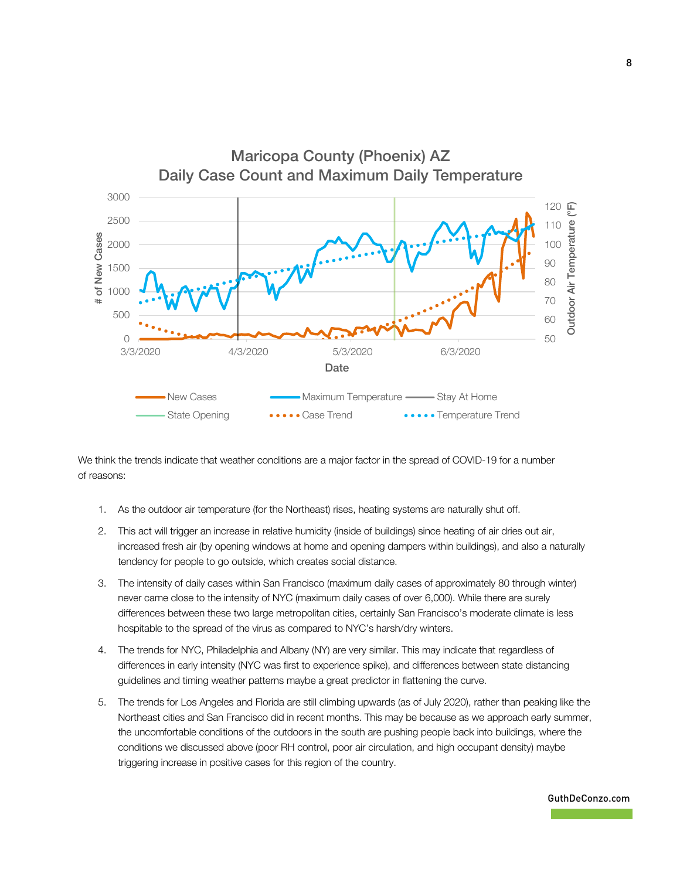We think the trends indicate that weather conditions are a major factor in the spread of COVID-19 for a number of reasons:

1. As the outdoor air temperature (for the Northeast) rises, heating systems are naturally shut off.
2. This act will trigger an increase in relative humidity (inside of buildings) since heating of air dries out air, increased fresh air (by opening windows at home and opening dampers within buildings), and also a naturally tendency for people to go outside, which creates social distance.
3. The intensity of daily cases within San Francisco (maximum daily cases of approximately 80 through winter) never came close to the intensity of NYC (maximum daily cases of over 6,000). While there are surely differences between these two large metropolitan cities, certainly San Francisco's moderate climate is less hospitable to the spread of the virus as compared to NYC's harsh/dry winters.
4. The trends for NYC, Philadelphia and Albany (NY) are very similar. This may indicate that regardless of differences in early intensity (NYC was first to experience spike), and differences between state distancing guidelines and timing weather patterns maybe a great predictor in flattening the curve.
5. The trends for Los Angeles and Florida are still climbing upwards (as of July 2020), rather than peaking like the Northeast cities and San Francisco did in recent months. This may be because as we approach early summer, the uncomfortable conditions of the outdoors in the south are pushing people back into buildings, where the conditions we discussed above (poor RH control, poor air circulation, and high occupant density) maybe triggering increase in positive cases for this region of the country.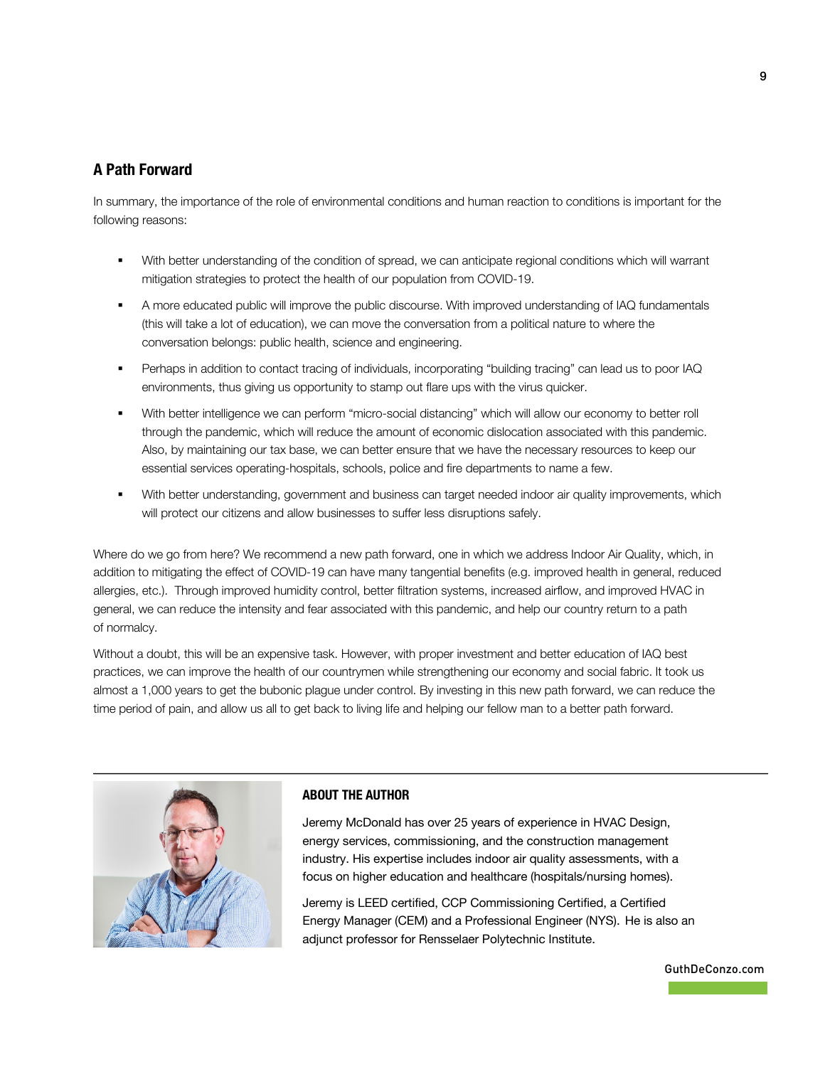## A Path Forward

In summary, the importance of the role of environmental conditions and human reaction to conditions is important for the following reasons:

- With better understanding of the condition of spread, we can anticipate regional conditions which will warrant mitigation strategies to protect the health of our population from COVID-19.
- A more educated public will improve the public discourse. With improved understanding of IAQ fundamentals (this will take a lot of education), we can move the conversation from a political nature to where the conversation belongs: public health, science and engineering.
- Perhaps in addition to contact tracing of individuals, incorporating "building tracing" can lead us to poor IAQ environments, thus giving us opportunity to stamp out flare ups with the virus quicker.
- With better intelligence we can perform "micro-social distancing" which will allow our economy to better roll through the pandemic, which will reduce the amount of economic dislocation associated with this pandemic. Also, by maintaining our tax base, we can better ensure that we have the necessary resources to keep our essential services operating-hospitals, schools, police and fire departments to name a few.
- With better understanding, government and business can target needed indoor air quality improvements, which will protect our citizens and allow businesses to suffer less disruptions safely.

Where do we go from here? We recommend a new path forward, one in which we address Indoor Air Quality, which, in addition to mitigating the effect of COVID-19 can have many tangential benefits (e.g. improved health in general, reduced allergies, etc.). Through improved humidity control, better filtration systems, increased airflow, and improved HVAC in general, we can reduce the intensity and fear associated with this pandemic, and help our country return to a path of normalcy.

Without a doubt, this will be an expensive task. However, with proper investment and better education of IAQ best practices, we can improve the health of our countrymen while strengthening our economy and social fabric. It took us almost a 1,000 years to get the bubonic plague under control. By investing in this new path forward, we can reduce the time period of pain, and allow us all to get back to living life and helping our fellow man to a better path forward.

---

### ABOUT THE AUTHOR

Jeremy McDonald has over 25 years of experience in HVAC Design, energy services, commissioning, and the construction management industry. His expertise includes indoor air quality assessments, with a focus on higher education and healthcare (hospitals/nursing homes).

Jeremy is LEED certified, CCP Commissioning Certified, a Certified Energy Manager (CEM) and a Professional Engineer (NYS). He is also an adjunct professor for Rensselaer Polytechnic Institute.